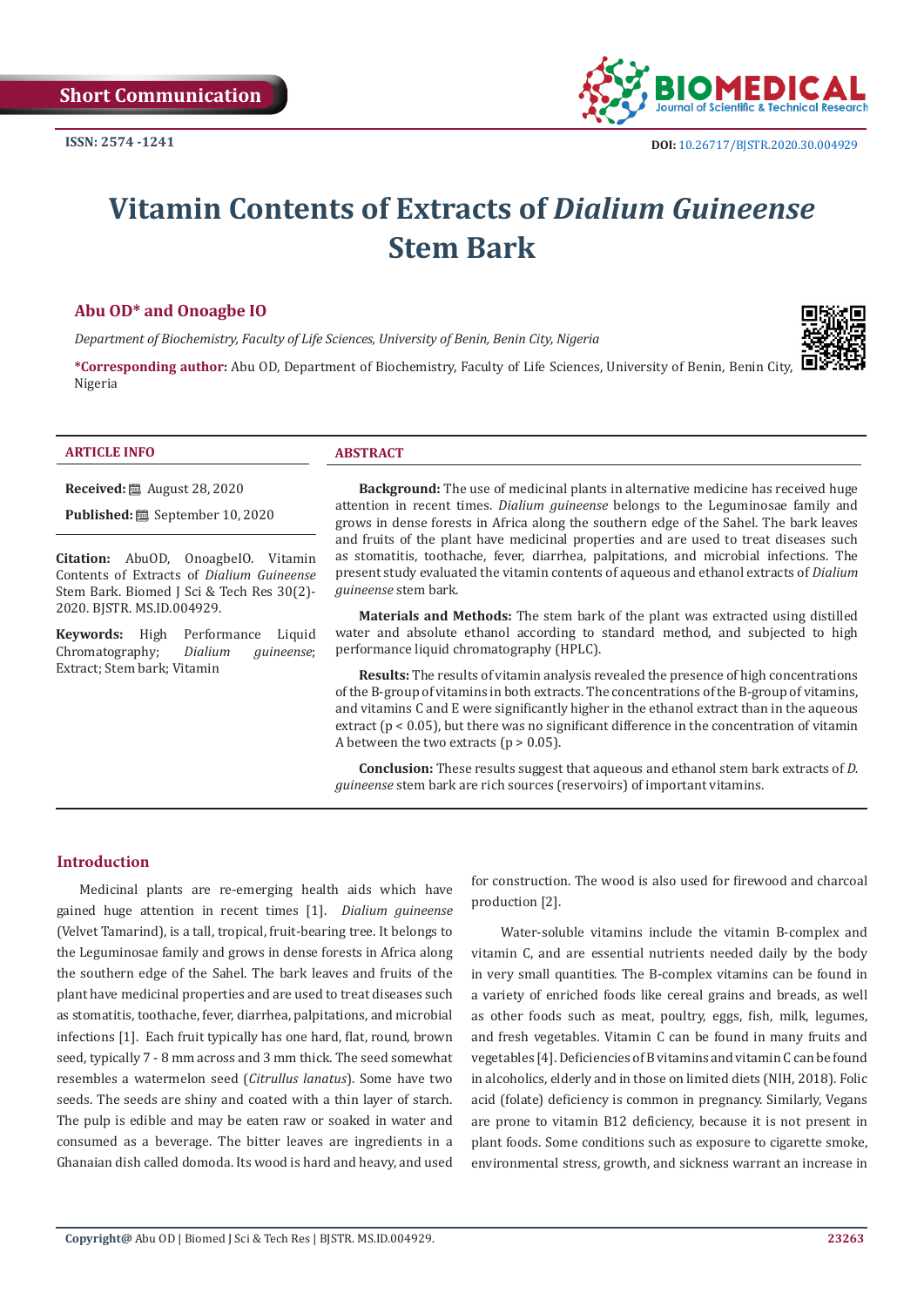Short Communication

ISSN: 2574 -1241

DOI: 10.26717/BJSTR.2020.30.004929

# Vitamin Contents of Extracts of *Dialium Guineense* Stem Bark

**Abu OD\* and Onoagbe IO**

*Department of Biochemistry, Faculty of Life Sciences, University of Benin, Benin City, Nigeria*

**\*Corresponding author:** Abu OD, Department of Biochemistry, Faculty of Life Sciences, University of Benin, Benin City, Nigeria

### ARTICLE INFO

**Received:** August 28, 2020

**Published:** September 10, 2020

**Citation:** AbuOD, OnoagbeIO. Vitamin Contents of Extracts of *Dialium Guineense* Stem Bark. Biomed J Sci & Tech Res 30(2)-2020. BJSTR. MS.ID.004929.

**Keywords:** High Performance Liquid Chromatography; *Dialium guineense*; Extract; Stem bark; Vitamin

### ABSTRACT

**Background:** The use of medicinal plants in alternative medicine has received huge attention in recent times. *Dialium guineense* belongs to the Leguminosae family and grows in dense forests in Africa along the southern edge of the Sahel. The bark leaves and fruits of the plant have medicinal properties and are used to treat diseases such as stomatitis, toothache, fever, diarrhea, palpitations, and microbial infections. The present study evaluated the vitamin contents of aqueous and ethanol extracts of *Dialium guineense* stem bark.

**Materials and Methods:** The stem bark of the plant was extracted using distilled water and absolute ethanol according to standard method, and subjected to high performance liquid chromatography (HPLC).

**Results:** The results of vitamin analysis revealed the presence of high concentrations of the B-group of vitamins in both extracts. The concentrations of the B-group of vitamins, and vitamins C and E were significantly higher in the ethanol extract than in the aqueous extract ($p < 0.05$), but there was no significant difference in the concentration of vitamin A between the two extracts ($p > 0.05$).

**Conclusion:** These results suggest that aqueous and ethanol stem bark extracts of *D. guineense* stem bark are rich sources (reservoirs) of important vitamins.

## Introduction

Medicinal plants are re-emerging health aids which have gained huge attention in recent times [1]. *Dialium guineense* (Velvet Tamarind), is a tall, tropical, fruit-bearing tree. It belongs to the Leguminosae family and grows in dense forests in Africa along the southern edge of the Sahel. The bark leaves and fruits of the plant have medicinal properties and are used to treat diseases such as stomatitis, toothache, fever, diarrhea, palpitations, and microbial infections [1]. Each fruit typically has one hard, flat, round, brown seed, typically 7 - 8 mm across and 3 mm thick. The seed somewhat resembles a watermelon seed (*Citrullus lanatus*). Some have two seeds. The seeds are shiny and coated with a thin layer of starch. The pulp is edible and may be eaten raw or soaked in water and consumed as a beverage. The bitter leaves are ingredients in a Ghanaian dish called domoda. Its wood is hard and heavy, and used for construction. The wood is also used for firewood and charcoal production [2].

Water-soluble vitamins include the vitamin B-complex and vitamin C, and are essential nutrients needed daily by the body in very small quantities. The B-complex vitamins can be found in a variety of enriched foods like cereal grains and breads, as well as other foods such as meat, poultry, eggs, fish, milk, legumes, and fresh vegetables. Vitamin C can be found in many fruits and vegetables [4]. Deficiencies of B vitamins and vitamin C can be found in alcoholics, elderly and in those on limited diets (NIH, 2018). Folic acid (folate) deficiency is common in pregnancy. Similarly, Vegans are prone to vitamin B12 deficiency, because it is not present in plant foods. Some conditions such as exposure to cigarette smoke, environmental stress, growth, and sickness warrant an increase in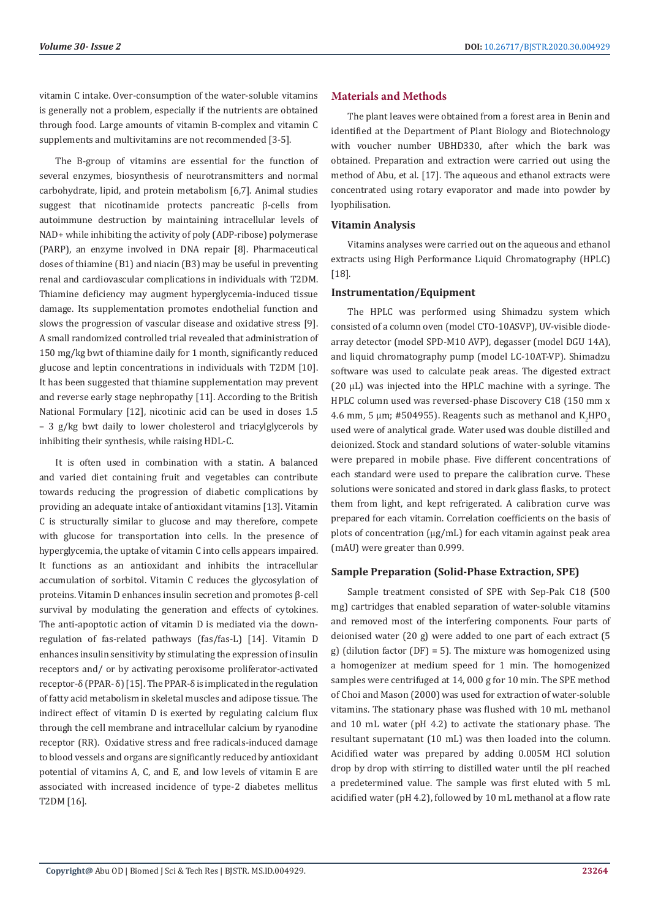vitamin C intake. Over-consumption of the water-soluble vitamins is generally not a problem, especially if the nutrients are obtained through food. Large amounts of vitamin B-complex and vitamin C supplements and multivitamins are not recommended [3-5].

The B-group of vitamins are essential for the function of several enzymes, biosynthesis of neurotransmitters and normal carbohydrate, lipid, and protein metabolism [6,7]. Animal studies suggest that nicotinamide protects pancreatic β-cells from autoimmune destruction by maintaining intracellular levels of NAD+ while inhibiting the activity of poly (ADP-ribose) polymerase (PARP), an enzyme involved in DNA repair [8]. Pharmaceutical doses of thiamine (B1) and niacin (B3) may be useful in preventing renal and cardiovascular complications in individuals with T2DM. Thiamine deficiency may augment hyperglycemia-induced tissue damage. Its supplementation promotes endothelial function and slows the progression of vascular disease and oxidative stress [9]. A small randomized controlled trial revealed that administration of 150 mg/kg bwt of thiamine daily for 1 month, significantly reduced glucose and leptin concentrations in individuals with T2DM [10]. It has been suggested that thiamine supplementation may prevent and reverse early stage nephropathy [11]. According to the British National Formulary [12], nicotinic acid can be used in doses 1.5 – 3 g/kg bwt daily to lower cholesterol and triacylglycerols by inhibiting their synthesis, while raising HDL-C.

It is often used in combination with a statin. A balanced and varied diet containing fruit and vegetables can contribute towards reducing the progression of diabetic complications by providing an adequate intake of antioxidant vitamins [13]. Vitamin C is structurally similar to glucose and may therefore, compete with glucose for transportation into cells. In the presence of hyperglycemia, the uptake of vitamin C into cells appears impaired. It functions as an antioxidant and inhibits the intracellular accumulation of sorbitol. Vitamin C reduces the glycosylation of proteins. Vitamin D enhances insulin secretion and promotes β-cell survival by modulating the generation and effects of cytokines. The anti-apoptotic action of vitamin D is mediated via the down-regulation of fas-related pathways (fas/fas-L) [14]. Vitamin D enhances insulin sensitivity by stimulating the expression of insulin receptors and/ or by activating peroxisome proliferator-activated receptor-δ (PPAR- δ) [15]. The PPAR-δ is implicated in the regulation of fatty acid metabolism in skeletal muscles and adipose tissue. The indirect effect of vitamin D is exerted by regulating calcium flux through the cell membrane and intracellular calcium by ryanodine receptor (RR). Oxidative stress and free radicals-induced damage to blood vessels and organs are significantly reduced by antioxidant potential of vitamins A, C, and E, and low levels of vitamin E are associated with increased incidence of type-2 diabetes mellitus T2DM [16].

## Materials and Methods

The plant leaves were obtained from a forest area in Benin and identified at the Department of Plant Biology and Biotechnology with voucher number UBHD330, after which the bark was obtained. Preparation and extraction were carried out using the method of Abu, et al. [17]. The aqueous and ethanol extracts were concentrated using rotary evaporator and made into powder by lyophilisation.

### Vitamin Analysis

Vitamins analyses were carried out on the aqueous and ethanol extracts using High Performance Liquid Chromatography (HPLC) [18].

### Instrumentation/Equipment

The HPLC was performed using Shimadzu system which consisted of a column oven (model CTO-10ASVP), UV-visible diode-array detector (model SPD-M10 AVP), degasser (model DGU 14A), and liquid chromatography pump (model LC-10AT-VP). Shimadzu software was used to calculate peak areas. The digested extract (20 μL) was injected into the HPLC machine with a syringe. The HPLC column used was reversed-phase Discovery C18 (150 mm x 4.6 mm, 5 μm; #504955). Reagents such as methanol and $K_2HPO_4$ used were of analytical grade. Water used was double distilled and deionized. Stock and standard solutions of water-soluble vitamins were prepared in mobile phase. Five different concentrations of each standard were used to prepare the calibration curve. These solutions were sonicated and stored in dark glass flasks, to protect them from light, and kept refrigerated. A calibration curve was prepared for each vitamin. Correlation coefficients on the basis of plots of concentration (μg/mL) for each vitamin against peak area (mAU) were greater than 0.999.

### Sample Preparation (Solid-Phase Extraction, SPE)

Sample treatment consisted of SPE with Sep-Pak C18 (500 mg) cartridges that enabled separation of water-soluble vitamins and removed most of the interfering components. Four parts of deionised water (20 g) were added to one part of each extract (5 g) (dilution factor (DF) = 5). The mixture was homogenized using a homogenizer at medium speed for 1 min. The homogenized samples were centrifuged at 14, 000 g for 10 min. The SPE method of Choi and Mason (2000) was used for extraction of water-soluble vitamins. The stationary phase was flushed with 10 mL methanol and 10 mL water (pH 4.2) to activate the stationary phase. The resultant supernatant (10 mL) was then loaded into the column. Acidified water was prepared by adding 0.005M HCl solution drop by drop with stirring to distilled water until the pH reached a predetermined value. The sample was first eluted with 5 mL acidified water (pH 4.2), followed by 10 mL methanol at a flow rate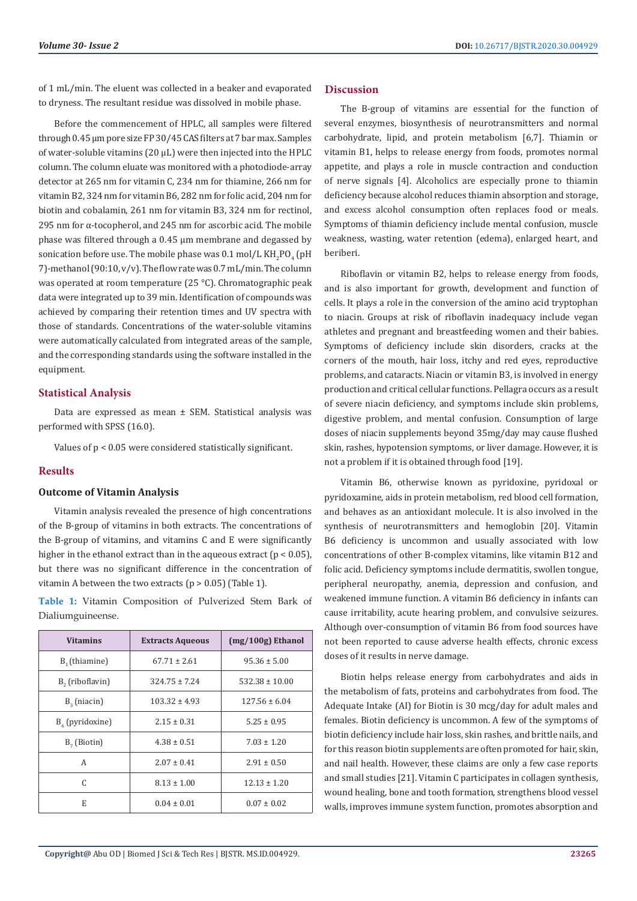of 1 mL/min. The eluent was collected in a beaker and evaporated to dryness. The resultant residue was dissolved in mobile phase.

Before the commencement of HPLC, all samples were filtered through 0.45 μm pore size FP 30/45 CAS filters at 7 bar max. Samples of water-soluble vitamins (20 μL) were then injected into the HPLC column. The column eluate was monitored with a photodiode-array detector at 265 nm for vitamin C, 234 nm for thiamine, 266 nm for vitamin B2, 324 nm for vitamin B6, 282 nm for folic acid, 204 nm for biotin and cobalamin, 261 nm for vitamin B3, 324 nm for rectinol, 295 nm for α-tocopherol, and 245 nm for ascorbic acid. The mobile phase was filtered through a 0.45 μm membrane and degassed by sonication before use. The mobile phase was 0.1 mol/L $KH_2PO_4$ (pH 7)-methanol (90:10, v/v). The flow rate was 0.7 mL/min. The column was operated at room temperature (25 °C). Chromatographic peak data were integrated up to 39 min. Identification of compounds was achieved by comparing their retention times and UV spectra with those of standards. Concentrations of the water-soluble vitamins were automatically calculated from integrated areas of the sample, and the corresponding standards using the software installed in the equipment.

## Statistical Analysis

Data are expressed as mean ± SEM. Statistical analysis was performed with SPSS (16.0).

Values of $p < 0.05$ were considered statistically significant.

## Results

### Outcome of Vitamin Analysis

Vitamin analysis revealed the presence of high concentrations of the B-group of vitamins in both extracts. The concentrations of the B-group of vitamins, and vitamins C and E were significantly higher in the ethanol extract than in the aqueous extract ($p < 0.05$), but there was no significant difference in the concentration of vitamin A between the two extracts ($p > 0.05$) (Table 1).

**Table 1:** Vitamin Composition of Pulverized Stem Bark of Dialiumguineense.

| Vitamins | Extracts Aqueous | (mg/100g) Ethanol |
|---|---|---|
| $B_1$ (thiamine) | 67.71 ± 2.61 | 95.36 ± 5.00 |
| $B_2$ (riboflavin) | 324.75 ± 7.24 | 532.38 ± 10.00 |
| $B_3$ (niacin) | 103.32 ± 4.93 | 127.56 ± 6.04 |
| $B_6$ (pyridoxine) | 2.15 ± 0.31 | 5.25 ± 0.95 |
| $B_7$ (Biotin) | 4.38 ± 0.51 | 7.03 ± 1.20 |
| A | 2.07 ± 0.41 | 2.91 ± 0.50 |
| C | 8.13 ± 1.00 | 12.13 ± 1.20 |
| E | 0.04 ± 0.01 | 0.07 ± 0.02 |

## Discussion

The B-group of vitamins are essential for the function of several enzymes, biosynthesis of neurotransmitters and normal carbohydrate, lipid, and protein metabolism [6,7]. Thiamin or vitamin B1, helps to release energy from foods, promotes normal appetite, and plays a role in muscle contraction and conduction of nerve signals [4]. Alcoholics are especially prone to thiamin deficiency because alcohol reduces thiamin absorption and storage, and excess alcohol consumption often replaces food or meals. Symptoms of thiamin deficiency include mental confusion, muscle weakness, wasting, water retention (edema), enlarged heart, and beriberi.

Riboflavin or vitamin B2, helps to release energy from foods, and is also important for growth, development and function of cells. It plays a role in the conversion of the amino acid tryptophan to niacin. Groups at risk of riboflavin inadequacy include vegan athletes and pregnant and breastfeeding women and their babies. Symptoms of deficiency include skin disorders, cracks at the corners of the mouth, hair loss, itchy and red eyes, reproductive problems, and cataracts. Niacin or vitamin B3, is involved in energy production and critical cellular functions. Pellagra occurs as a result of severe niacin deficiency, and symptoms include skin problems, digestive problem, and mental confusion. Consumption of large doses of niacin supplements beyond 35mg/day may cause flushed skin, rashes, hypotension symptoms, or liver damage. However, it is not a problem if it is obtained through food [19].

Vitamin B6, otherwise known as pyridoxine, pyridoxal or pyridoxamine, aids in protein metabolism, red blood cell formation, and behaves as an antioxidant molecule. It is also involved in the synthesis of neurotransmitters and hemoglobin [20]. Vitamin B6 deficiency is uncommon and usually associated with low concentrations of other B-complex vitamins, like vitamin B12 and folic acid. Deficiency symptoms include dermatitis, swollen tongue, peripheral neuropathy, anemia, depression and confusion, and weakened immune function. A vitamin B6 deficiency in infants can cause irritability, acute hearing problem, and convulsive seizures. Although over-consumption of vitamin B6 from food sources have not been reported to cause adverse health effects, chronic excess doses of it results in nerve damage.

Biotin helps release energy from carbohydrates and aids in the metabolism of fats, proteins and carbohydrates from food. The Adequate Intake (AI) for Biotin is 30 mcg/day for adult males and females. Biotin deficiency is uncommon. A few of the symptoms of biotin deficiency include hair loss, skin rashes, and brittle nails, and for this reason biotin supplements are often promoted for hair, skin, and nail health. However, these claims are only a few case reports and small studies [21]. Vitamin C participates in collagen synthesis, wound healing, bone and tooth formation, strengthens blood vessel walls, improves immune system function, promotes absorption and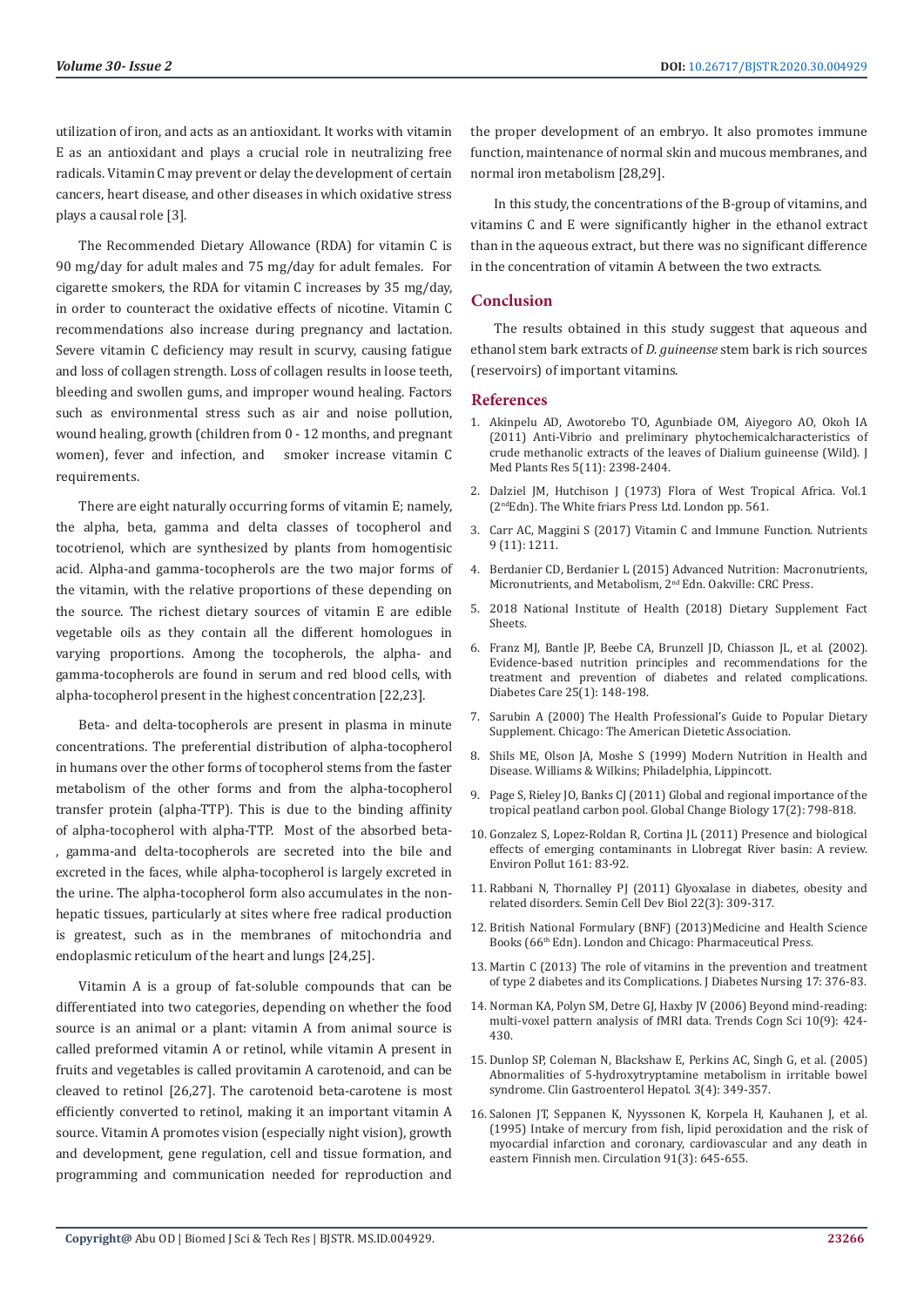utilization of iron, and acts as an antioxidant. It works with vitamin E as an antioxidant and plays a crucial role in neutralizing free radicals. Vitamin C may prevent or delay the development of certain cancers, heart disease, and other diseases in which oxidative stress plays a causal role [3].

The Recommended Dietary Allowance (RDA) for vitamin C is 90 mg/day for adult males and 75 mg/day for adult females. For cigarette smokers, the RDA for vitamin C increases by 35 mg/day, in order to counteract the oxidative effects of nicotine. Vitamin C recommendations also increase during pregnancy and lactation. Severe vitamin C deficiency may result in scurvy, causing fatigue and loss of collagen strength. Loss of collagen results in loose teeth, bleeding and swollen gums, and improper wound healing. Factors such as environmental stress such as air and noise pollution, wound healing, growth (children from 0 - 12 months, and pregnant women), fever and infection, and smoker increase vitamin C requirements.

There are eight naturally occurring forms of vitamin E; namely, the alpha, beta, gamma and delta classes of tocopherol and tocotrienol, which are synthesized by plants from homogentisic acid. Alpha-and gamma-tocopherols are the two major forms of the vitamin, with the relative proportions of these depending on the source. The richest dietary sources of vitamin E are edible vegetable oils as they contain all the different homologues in varying proportions. Among the tocopherols, the alpha- and gamma-tocopherols are found in serum and red blood cells, with alpha-tocopherol present in the highest concentration [22,23].

Beta- and delta-tocopherols are present in plasma in minute concentrations. The preferential distribution of alpha-tocopherol in humans over the other forms of tocopherol stems from the faster metabolism of the other forms and from the alpha-tocopherol transfer protein (alpha-TTP). This is due to the binding affinity of alpha-tocopherol with alpha-TTP. Most of the absorbed beta-, gamma-and delta-tocopherols are secreted into the bile and excreted in the faces, while alpha-tocopherol is largely excreted in the urine. The alpha-tocopherol form also accumulates in the non-hepatic tissues, particularly at sites where free radical production is greatest, such as in the membranes of mitochondria and endoplasmic reticulum of the heart and lungs [24,25].

Vitamin A is a group of fat-soluble compounds that can be differentiated into two categories, depending on whether the food source is an animal or a plant: vitamin A from animal source is called preformed vitamin A or retinol, while vitamin A present in fruits and vegetables is called provitamin A carotenoid, and can be cleaved to retinol [26,27]. The carotenoid beta-carotene is most efficiently converted to retinol, making it an important vitamin A source. Vitamin A promotes vision (especially night vision), growth and development, gene regulation, cell and tissue formation, and programming and communication needed for reproduction and the proper development of an embryo. It also promotes immune function, maintenance of normal skin and mucous membranes, and normal iron metabolism [28,29].

In this study, the concentrations of the B-group of vitamins, and vitamins C and E were significantly higher in the ethanol extract than in the aqueous extract, but there was no significant difference in the concentration of vitamin A between the two extracts.

## Conclusion

The results obtained in this study suggest that aqueous and ethanol stem bark extracts of *D. guineense* stem bark is rich sources (reservoirs) of important vitamins.

## References

1. Akinpelu AD, Awotorebo TO, Agunbiade OM, Aiyegoro AO, Okoh IA (2011) Anti-Vibrio and preliminary phytochemicalcharacteristics of crude methanolic extracts of the leaves of Dialium guineense (Wild). J Med Plants Res 5(11): 2398-2404.
2. Dalziel JM, Hutchison J (1973) Flora of West Tropical Africa. Vol.1 (2ndEdn). The White friars Press Ltd. London pp. 561.
3. Carr AC, Maggini S (2017) Vitamin C and Immune Function. Nutrients 9 (11): 1211.
4. Berdanier CD, Berdanier L (2015) Advanced Nutrition: Macronutrients, Micronutrients, and Metabolism, 2nd Edn. Oakville: CRC Press.
5. 2018 National Institute of Health (2018) Dietary Supplement Fact Sheets.
6. Franz MJ, Bantle JP, Beebe CA, Brunzell JD, Chiasson JL, et al. (2002). Evidence-based nutrition principles and recommendations for the treatment and prevention of diabetes and related complications. Diabetes Care 25(1): 148-198.
7. Sarubin A (2000) The Health Professional's Guide to Popular Dietary Supplement. Chicago: The American Dietetic Association.
8. Shils ME, Olson JA, Moshe S (1999) Modern Nutrition in Health and Disease. Williams & Wilkins; Philadelphia, Lippincott.
9. Page S, Rieley JO, Banks CJ (2011) Global and regional importance of the tropical peatland carbon pool. Global Change Biology 17(2): 798-818.
10. Gonzalez S, Lopez-Roldan R, Cortina JL (2011) Presence and biological effects of emerging contaminants in Llobregat River basin: A review. Environ Pollut 161: 83-92.
11. Rabbani N, Thornalley PJ (2011) Glyoxalase in diabetes, obesity and related disorders. Semin Cell Dev Biol 22(3): 309-317.
12. British National Formulary (BNF) (2013)Medicine and Health Science Books (66th Edn). London and Chicago: Pharmaceutical Press.
13. Martin C (2013) The role of vitamins in the prevention and treatment of type 2 diabetes and its Complications. J Diabetes Nursing 17: 376-83.
14. Norman KA, Polyn SM, Detre GJ, Haxby JV (2006) Beyond mind-reading: multi-voxel pattern analysis of fMRI data. Trends Cogn Sci 10(9): 424-430.
15. Dunlop SP, Coleman N, Blackshaw E, Perkins AC, Singh G, et al. (2005) Abnormalities of 5-hydroxytryptamine metabolism in irritable bowel syndrome. Clin Gastroenterol Hepatol. 3(4): 349-357.
16. Salonen JT, Seppanen K, Nyyssonen K, Korpela H, Kauhanen J, et al. (1995) Intake of mercury from fish, lipid peroxidation and the risk of myocardial infarction and coronary, cardiovascular and any death in eastern Finnish men. Circulation 91(3): 645-655.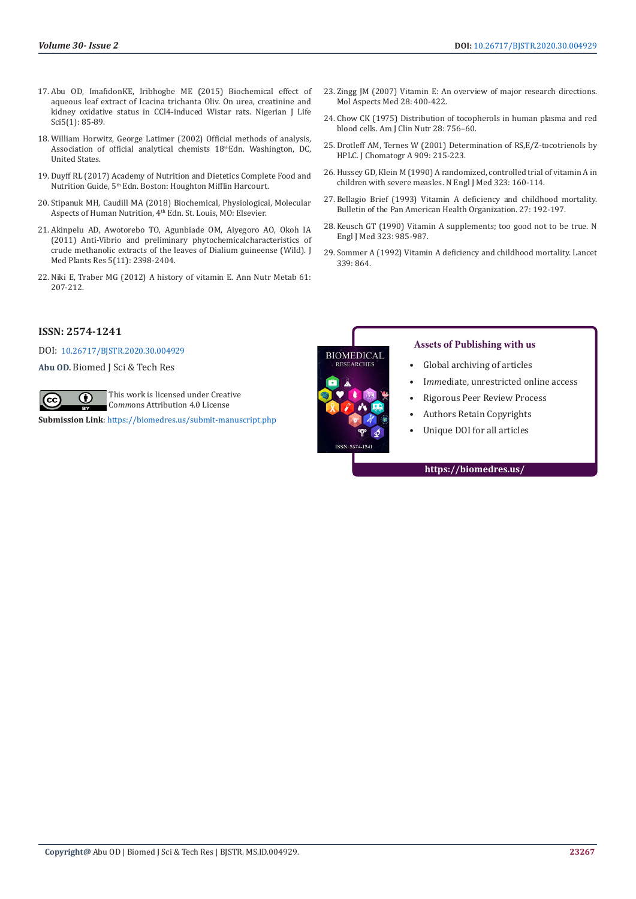17. Abu OD, ImafidonKE, Iribhogbe ME (2015) Biochemical effect of aqueous leaf extract of Icacina trichanta Oliv. On urea, creatinine and kidney oxidative status in CCl4-induced Wistar rats. Nigerian J Life Sci5(1): 85-89.
18. William Horwitz, George Latimer (2002) Official methods of analysis, Association of official analytical chemists 18thEdn. Washington, DC, United States.
19. Duyff RL (2017) Academy of Nutrition and Dietetics Complete Food and Nutrition Guide, 5th Edn. Boston: Houghton Mifflin Harcourt.
20. Stipanuk MH, Caudill MA (2018) Biochemical, Physiological, Molecular Aspects of Human Nutrition, 4th Edn. St. Louis, MO: Elsevier.
21. Akinpelu AD, Awotorebo TO, Agunbiade OM, Aiyegoro AO, Okoh IA (2011) Anti-Vibrio and preliminary phytochemicalcharacteristics of crude methanolic extracts of the leaves of Dialium guineense (Wild). J Med Plants Res 5(11): 2398-2404.
22. Niki E, Traber MG (2012) A history of vitamin E. Ann Nutr Metab 61: 207-212.
23. Zingg JM (2007) Vitamin E: An overview of major research directions. Mol Aspects Med 28: 400-422.
24. Chow CK (1975) Distribution of tocopherols in human plasma and red blood cells. Am J Clin Nutr 28: 756–60.
25. Drotleff AM, Ternes W (2001) Determination of RS,E/Z-tocotrienols by HPLC. J Chomatogr A 909: 215-223.
26. Hussey GD, Klein M (1990) A randomized, controlled trial of vitamin A in children with severe measles. N Engl J Med 323: 160-114.
27. Bellagio Brief (1993) Vitamin A deficiency and childhood mortality. Bulletin of the Pan American Health Organization. 27: 192-197.
28. Keusch GT (1990) Vitamin A supplements; too good not to be true. N Engl J Med 323: 985-987.
29. Sommer A (1992) Vitamin A deficiency and childhood mortality. Lancet 339: 864.

**ISSN: 2574-1241**

DOI: 10.26717/BJSTR.2020.30.004929

**Abu OD.** Biomed J Sci & Tech Res

This work is licensed under Creative Commons Attribution 4.0 License

**Submission Link**: https://biomedres.us/submit-manuscript.php

BIOMEDICAL RESEARCHES

ISSN: 2574-1241

**Assets of Publishing with us**

- Global archiving of articles
- Immediate, unrestricted online access
- Rigorous Peer Review Process
- Authors Retain Copyrights
- Unique DOI for all articles

**https://biomedres.us/**